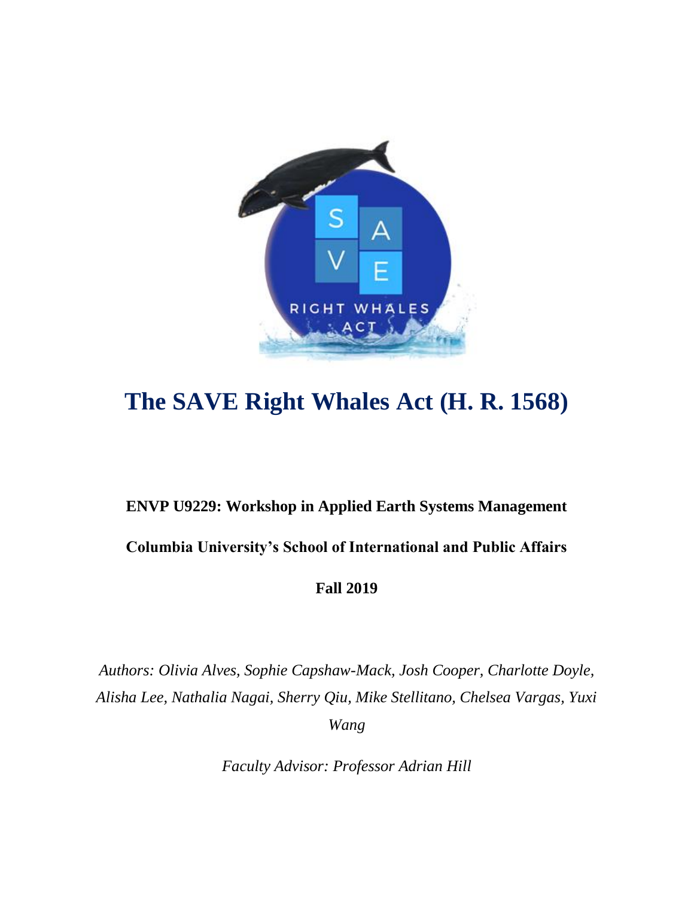# The SAVE Right Whales Act (H. R. 1568)

**ENVP U9229: Workshop in Applied Earth Systems Management**

**Columbia University's School of International and Public Affairs**

**Fall 2019**

*Authors: Olivia Alves, Sophie Capshaw-Mack, Josh Cooper, Charlotte Doyle, Alisha Lee, Nathalia Nagai, Sherry Qiu, Mike Stellitano, Chelsea Vargas, Yuxi Wang*

*Faculty Advisor: Professor Adrian Hill*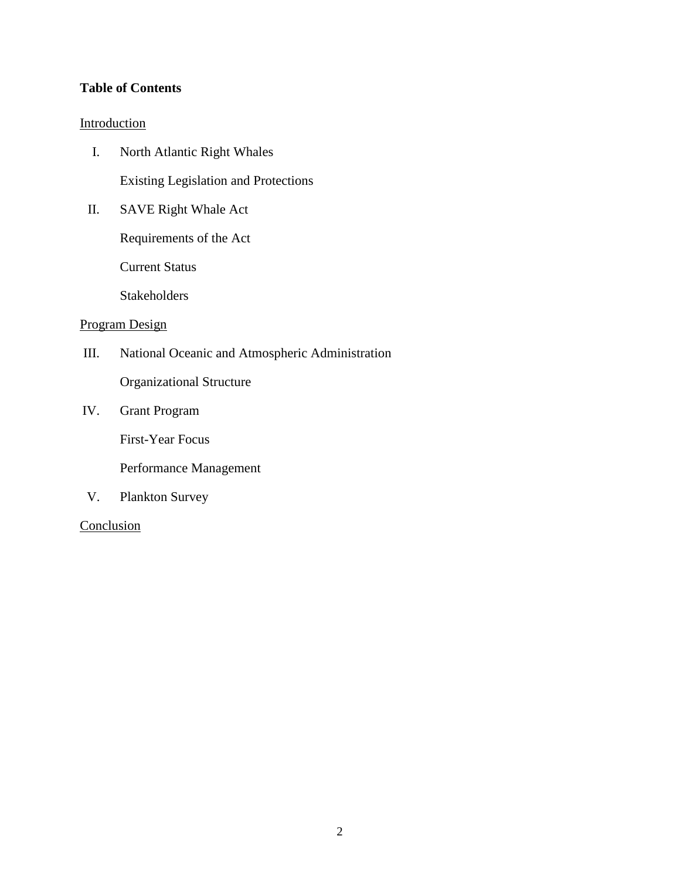**Table of Contents**

Introduction

I. North Atlantic Right Whales

   Existing Legislation and Protections

II. SAVE Right Whale Act

   Requirements of the Act

   Current Status

   Stakeholders

Program Design

III. National Oceanic and Atmospheric Administration

   Organizational Structure

IV. Grant Program

   First-Year Focus

   Performance Management

V. Plankton Survey

Conclusion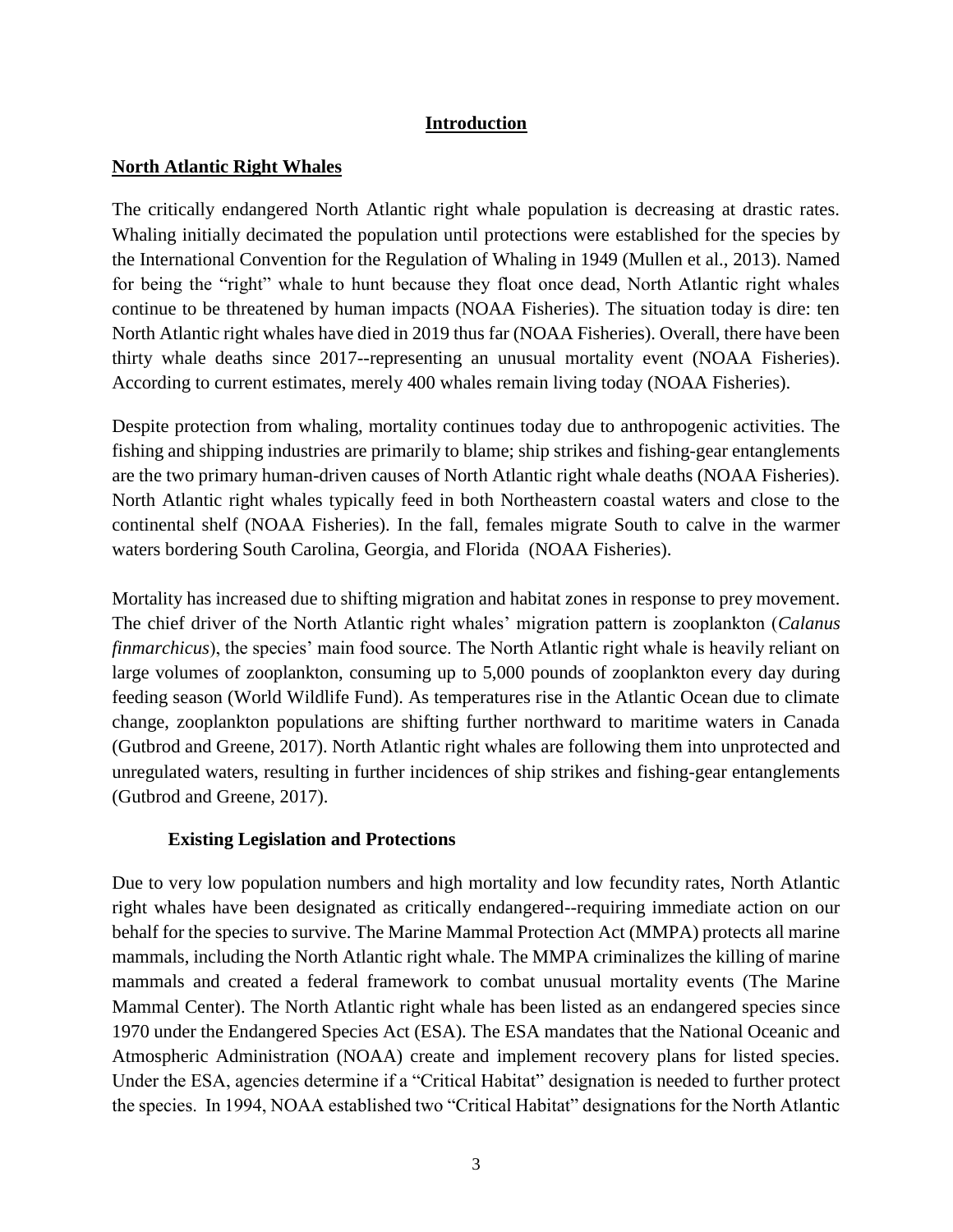## Introduction

### North Atlantic Right Whales

The critically endangered North Atlantic right whale population is decreasing at drastic rates. Whaling initially decimated the population until protections were established for the species by the International Convention for the Regulation of Whaling in 1949 (Mullen et al., 2013). Named for being the "right" whale to hunt because they float once dead, North Atlantic right whales continue to be threatened by human impacts (NOAA Fisheries). The situation today is dire: ten North Atlantic right whales have died in 2019 thus far (NOAA Fisheries). Overall, there have been thirty whale deaths since 2017--representing an unusual mortality event (NOAA Fisheries). According to current estimates, merely 400 whales remain living today (NOAA Fisheries).

Despite protection from whaling, mortality continues today due to anthropogenic activities. The fishing and shipping industries are primarily to blame; ship strikes and fishing-gear entanglements are the two primary human-driven causes of North Atlantic right whale deaths (NOAA Fisheries). North Atlantic right whales typically feed in both Northeastern coastal waters and close to the continental shelf (NOAA Fisheries). In the fall, females migrate South to calve in the warmer waters bordering South Carolina, Georgia, and Florida (NOAA Fisheries).

Mortality has increased due to shifting migration and habitat zones in response to prey movement. The chief driver of the North Atlantic right whales' migration pattern is zooplankton (*Calanus finmarchicus*), the species' main food source. The North Atlantic right whale is heavily reliant on large volumes of zooplankton, consuming up to 5,000 pounds of zooplankton every day during feeding season (World Wildlife Fund). As temperatures rise in the Atlantic Ocean due to climate change, zooplankton populations are shifting further northward to maritime waters in Canada (Gutbrod and Greene, 2017). North Atlantic right whales are following them into unprotected and unregulated waters, resulting in further incidences of ship strikes and fishing-gear entanglements (Gutbrod and Greene, 2017).

#### Existing Legislation and Protections

Due to very low population numbers and high mortality and low fecundity rates, North Atlantic right whales have been designated as critically endangered--requiring immediate action on our behalf for the species to survive. The Marine Mammal Protection Act (MMPA) protects all marine mammals, including the North Atlantic right whale. The MMPA criminalizes the killing of marine mammals and created a federal framework to combat unusual mortality events (The Marine Mammal Center). The North Atlantic right whale has been listed as an endangered species since 1970 under the Endangered Species Act (ESA). The ESA mandates that the National Oceanic and Atmospheric Administration (NOAA) create and implement recovery plans for listed species. Under the ESA, agencies determine if a "Critical Habitat" designation is needed to further protect the species. In 1994, NOAA established two "Critical Habitat" designations for the North Atlantic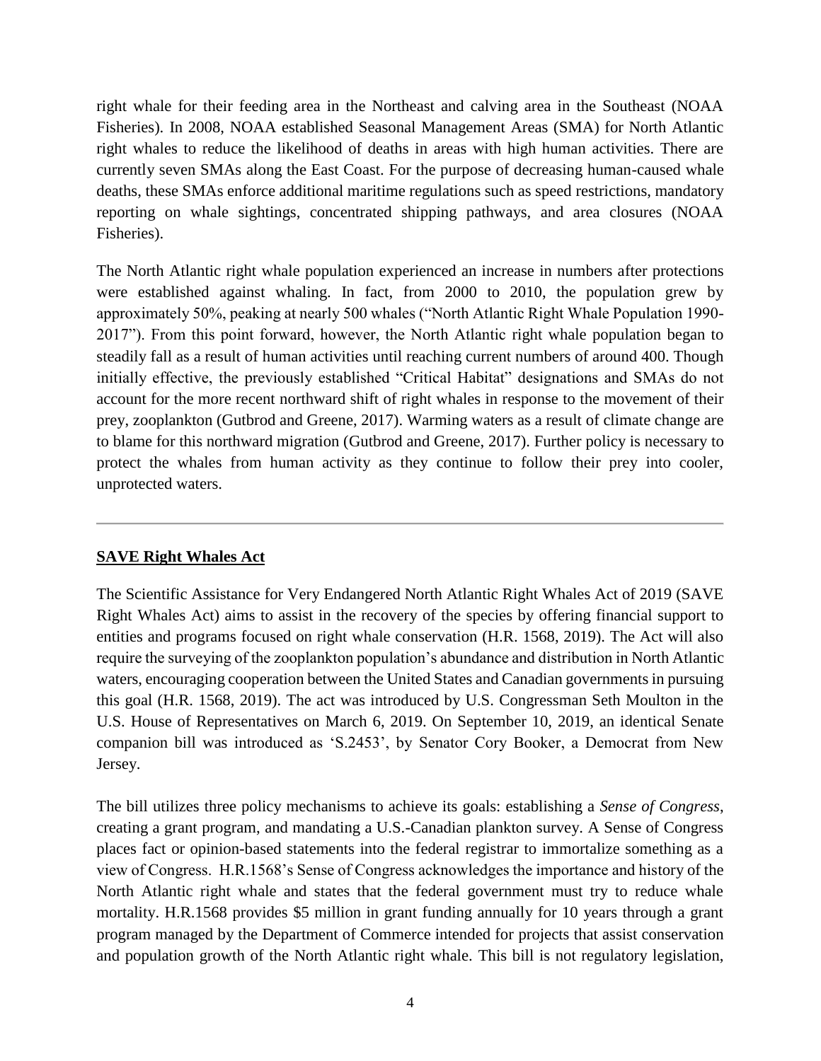right whale for their feeding area in the Northeast and calving area in the Southeast (NOAA Fisheries). In 2008, NOAA established Seasonal Management Areas (SMA) for North Atlantic right whales to reduce the likelihood of deaths in areas with high human activities. There are currently seven SMAs along the East Coast. For the purpose of decreasing human-caused whale deaths, these SMAs enforce additional maritime regulations such as speed restrictions, mandatory reporting on whale sightings, concentrated shipping pathways, and area closures (NOAA Fisheries).

The North Atlantic right whale population experienced an increase in numbers after protections were established against whaling. In fact, from 2000 to 2010, the population grew by approximately 50%, peaking at nearly 500 whales ("North Atlantic Right Whale Population 1990-2017"). From this point forward, however, the North Atlantic right whale population began to steadily fall as a result of human activities until reaching current numbers of around 400. Though initially effective, the previously established "Critical Habitat" designations and SMAs do not account for the more recent northward shift of right whales in response to the movement of their prey, zooplankton (Gutbrod and Greene, 2017). Warming waters as a result of climate change are to blame for this northward migration (Gutbrod and Greene, 2017). Further policy is necessary to protect the whales from human activity as they continue to follow their prey into cooler, unprotected waters.

---

## SAVE Right Whales Act

The Scientific Assistance for Very Endangered North Atlantic Right Whales Act of 2019 (SAVE Right Whales Act) aims to assist in the recovery of the species by offering financial support to entities and programs focused on right whale conservation (H.R. 1568, 2019). The Act will also require the surveying of the zooplankton population's abundance and distribution in North Atlantic waters, encouraging cooperation between the United States and Canadian governments in pursuing this goal (H.R. 1568, 2019). The act was introduced by U.S. Congressman Seth Moulton in the U.S. House of Representatives on March 6, 2019. On September 10, 2019, an identical Senate companion bill was introduced as 'S.2453', by Senator Cory Booker, a Democrat from New Jersey.

The bill utilizes three policy mechanisms to achieve its goals: establishing a *Sense of Congress*, creating a grant program, and mandating a U.S.-Canadian plankton survey. A Sense of Congress places fact or opinion-based statements into the federal registrar to immortalize something as a view of Congress. H.R.1568's Sense of Congress acknowledges the importance and history of the North Atlantic right whale and states that the federal government must try to reduce whale mortality. H.R.1568 provides $5 million in grant funding annually for 10 years through a grant program managed by the Department of Commerce intended for projects that assist conservation and population growth of the North Atlantic right whale. This bill is not regulatory legislation,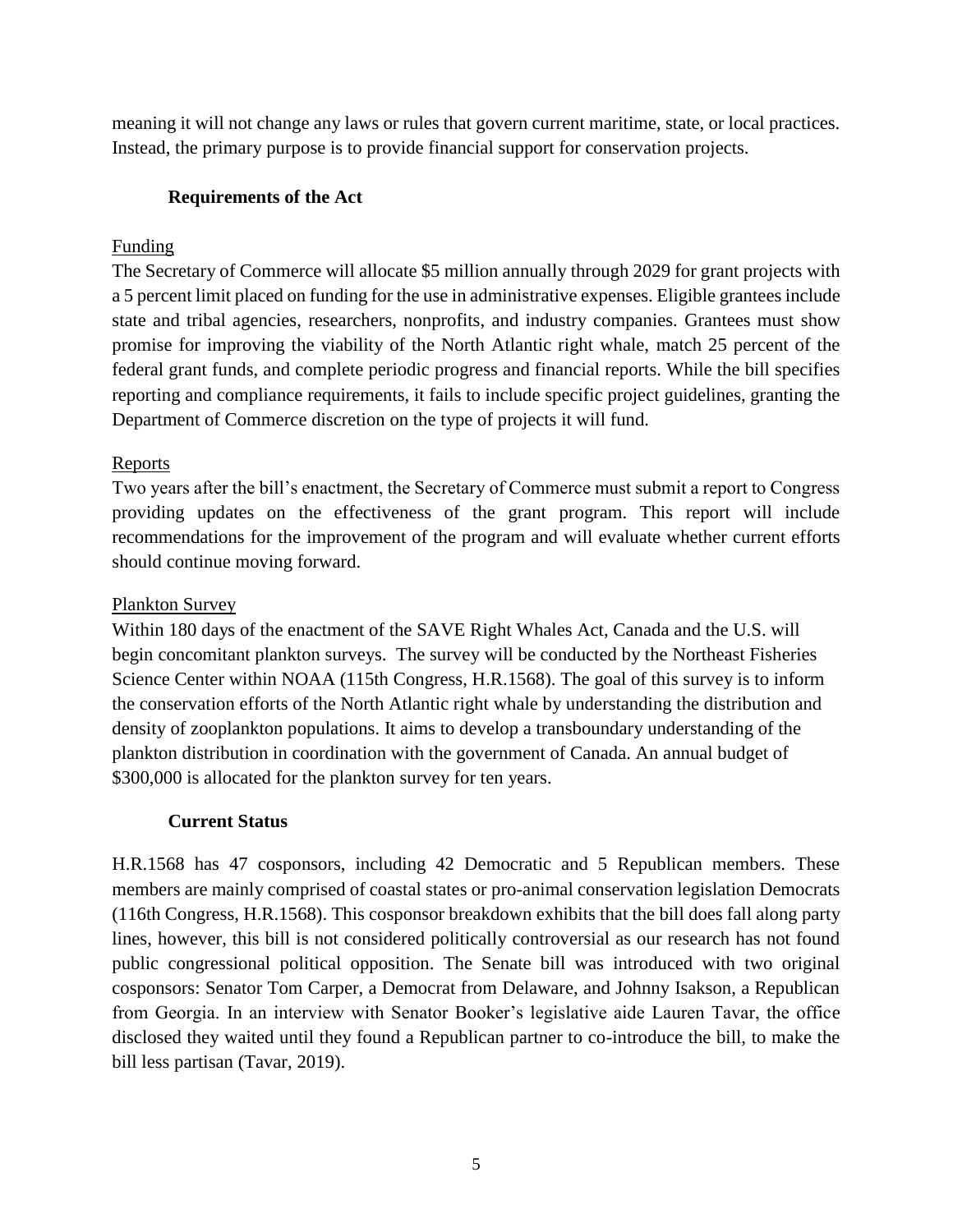meaning it will not change any laws or rules that govern current maritime, state, or local practices. Instead, the primary purpose is to provide financial support for conservation projects.

### Requirements of the Act

#### Funding

The Secretary of Commerce will allocate $5 million annually through 2029 for grant projects with a 5 percent limit placed on funding for the use in administrative expenses. Eligible grantees include state and tribal agencies, researchers, nonprofits, and industry companies. Grantees must show promise for improving the viability of the North Atlantic right whale, match 25 percent of the federal grant funds, and complete periodic progress and financial reports. While the bill specifies reporting and compliance requirements, it fails to include specific project guidelines, granting the Department of Commerce discretion on the type of projects it will fund.

#### Reports

Two years after the bill's enactment, the Secretary of Commerce must submit a report to Congress providing updates on the effectiveness of the grant program. This report will include recommendations for the improvement of the program and will evaluate whether current efforts should continue moving forward.

#### Plankton Survey

Within 180 days of the enactment of the SAVE Right Whales Act, Canada and the U.S. will begin concomitant plankton surveys. The survey will be conducted by the Northeast Fisheries Science Center within NOAA (115th Congress, H.R.1568). The goal of this survey is to inform the conservation efforts of the North Atlantic right whale by understanding the distribution and density of zooplankton populations. It aims to develop a transboundary understanding of the plankton distribution in coordination with the government of Canada. An annual budget of $300,000 is allocated for the plankton survey for ten years.

### Current Status

H.R.1568 has 47 cosponsors, including 42 Democratic and 5 Republican members. These members are mainly comprised of coastal states or pro-animal conservation legislation Democrats (116th Congress, H.R.1568). This cosponsor breakdown exhibits that the bill does fall along party lines, however, this bill is not considered politically controversial as our research has not found public congressional political opposition. The Senate bill was introduced with two original cosponsors: Senator Tom Carper, a Democrat from Delaware, and Johnny Isakson, a Republican from Georgia. In an interview with Senator Booker's legislative aide Lauren Tavar, the office disclosed they waited until they found a Republican partner to co-introduce the bill, to make the bill less partisan (Tavar, 2019).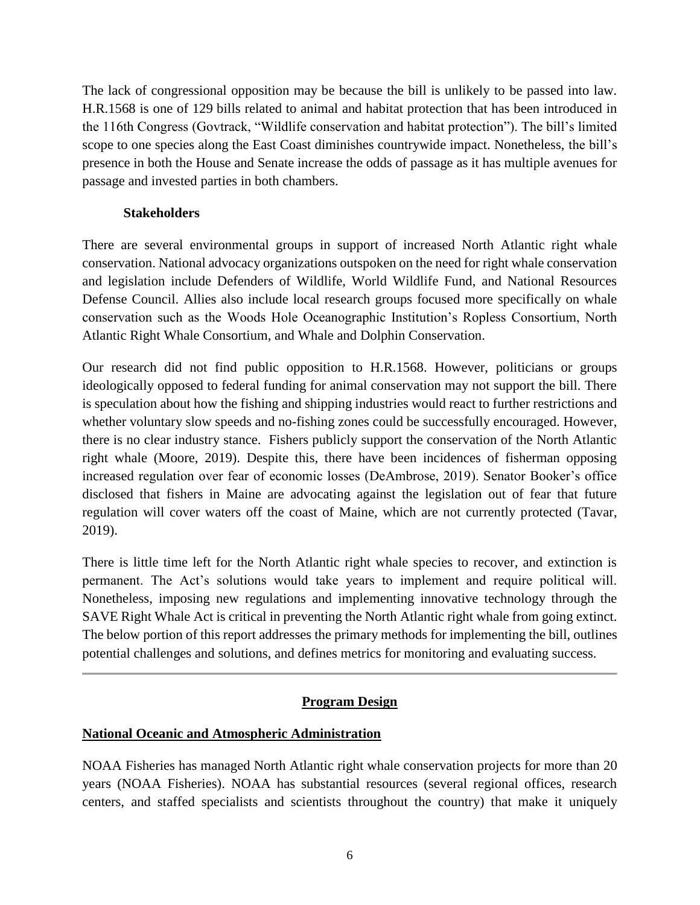The lack of congressional opposition may be because the bill is unlikely to be passed into law. H.R.1568 is one of 129 bills related to animal and habitat protection that has been introduced in the 116th Congress (Govtrack, "Wildlife conservation and habitat protection"). The bill's limited scope to one species along the East Coast diminishes countrywide impact. Nonetheless, the bill's presence in both the House and Senate increase the odds of passage as it has multiple avenues for passage and invested parties in both chambers.

### Stakeholders

There are several environmental groups in support of increased North Atlantic right whale conservation. National advocacy organizations outspoken on the need for right whale conservation and legislation include Defenders of Wildlife, World Wildlife Fund, and National Resources Defense Council. Allies also include local research groups focused more specifically on whale conservation such as the Woods Hole Oceanographic Institution's Ropless Consortium, North Atlantic Right Whale Consortium, and Whale and Dolphin Conservation.

Our research did not find public opposition to H.R.1568. However, politicians or groups ideologically opposed to federal funding for animal conservation may not support the bill. There is speculation about how the fishing and shipping industries would react to further restrictions and whether voluntary slow speeds and no-fishing zones could be successfully encouraged. However, there is no clear industry stance. Fishers publicly support the conservation of the North Atlantic right whale (Moore, 2019). Despite this, there have been incidences of fisherman opposing increased regulation over fear of economic losses (DeAmbrose, 2019). Senator Booker's office disclosed that fishers in Maine are advocating against the legislation out of fear that future regulation will cover waters off the coast of Maine, which are not currently protected (Tavar, 2019).

There is little time left for the North Atlantic right whale species to recover, and extinction is permanent. The Act's solutions would take years to implement and require political will. Nonetheless, imposing new regulations and implementing innovative technology through the SAVE Right Whale Act is critical in preventing the North Atlantic right whale from going extinct. The below portion of this report addresses the primary methods for implementing the bill, outlines potential challenges and solutions, and defines metrics for monitoring and evaluating success.

---

## Program Design

### National Oceanic and Atmospheric Administration

NOAA Fisheries has managed North Atlantic right whale conservation projects for more than 20 years (NOAA Fisheries). NOAA has substantial resources (several regional offices, research centers, and staffed specialists and scientists throughout the country) that make it uniquely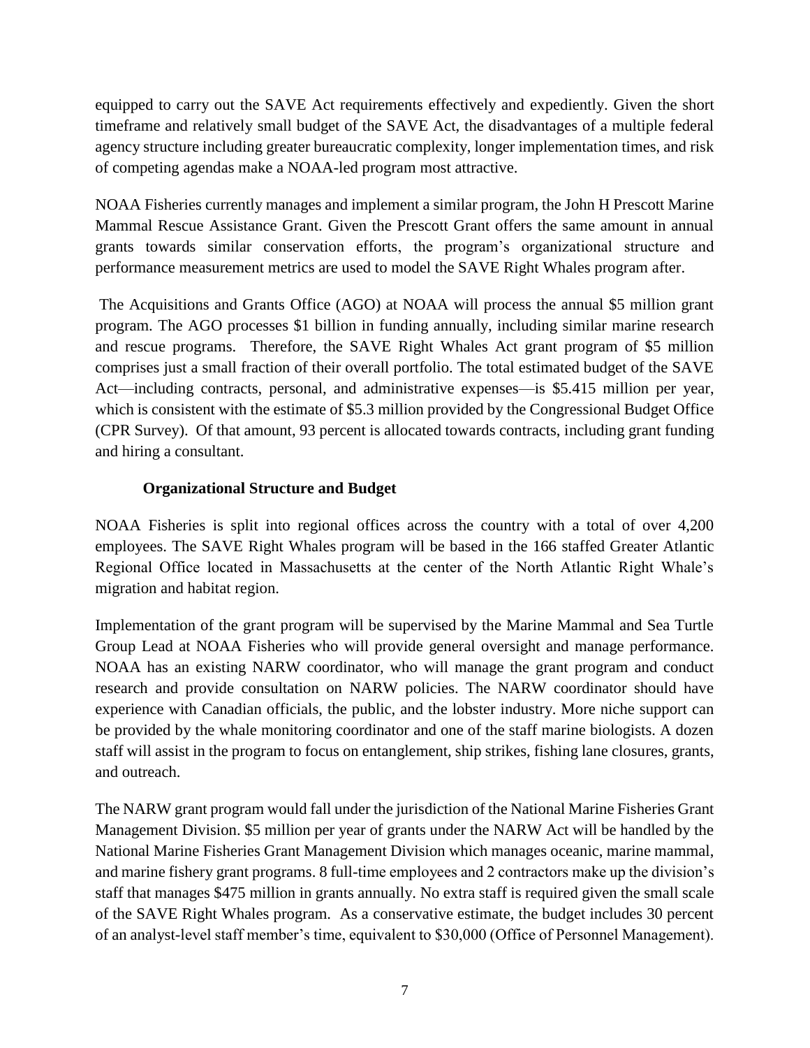equipped to carry out the SAVE Act requirements effectively and expediently. Given the short timeframe and relatively small budget of the SAVE Act, the disadvantages of a multiple federal agency structure including greater bureaucratic complexity, longer implementation times, and risk of competing agendas make a NOAA-led program most attractive.

NOAA Fisheries currently manages and implement a similar program, the John H Prescott Marine Mammal Rescue Assistance Grant. Given the Prescott Grant offers the same amount in annual grants towards similar conservation efforts, the program's organizational structure and performance measurement metrics are used to model the SAVE Right Whales program after.

The Acquisitions and Grants Office (AGO) at NOAA will process the annual $5 million grant program. The AGO processes $1 billion in funding annually, including similar marine research and rescue programs. Therefore, the SAVE Right Whales Act grant program of $5 million comprises just a small fraction of their overall portfolio. The total estimated budget of the SAVE Act—including contracts, personal, and administrative expenses—is $5.415 million per year, which is consistent with the estimate of $5.3 million provided by the Congressional Budget Office (CPR Survey). Of that amount, 93 percent is allocated towards contracts, including grant funding and hiring a consultant.

### Organizational Structure and Budget

NOAA Fisheries is split into regional offices across the country with a total of over 4,200 employees. The SAVE Right Whales program will be based in the 166 staffed Greater Atlantic Regional Office located in Massachusetts at the center of the North Atlantic Right Whale's migration and habitat region.

Implementation of the grant program will be supervised by the Marine Mammal and Sea Turtle Group Lead at NOAA Fisheries who will provide general oversight and manage performance. NOAA has an existing NARW coordinator, who will manage the grant program and conduct research and provide consultation on NARW policies. The NARW coordinator should have experience with Canadian officials, the public, and the lobster industry. More niche support can be provided by the whale monitoring coordinator and one of the staff marine biologists. A dozen staff will assist in the program to focus on entanglement, ship strikes, fishing lane closures, grants, and outreach.

The NARW grant program would fall under the jurisdiction of the National Marine Fisheries Grant Management Division. $5 million per year of grants under the NARW Act will be handled by the National Marine Fisheries Grant Management Division which manages oceanic, marine mammal, and marine fishery grant programs. 8 full-time employees and 2 contractors make up the division's staff that manages $475 million in grants annually. No extra staff is required given the small scale of the SAVE Right Whales program. As a conservative estimate, the budget includes 30 percent of an analyst-level staff member's time, equivalent to $30,000 (Office of Personnel Management).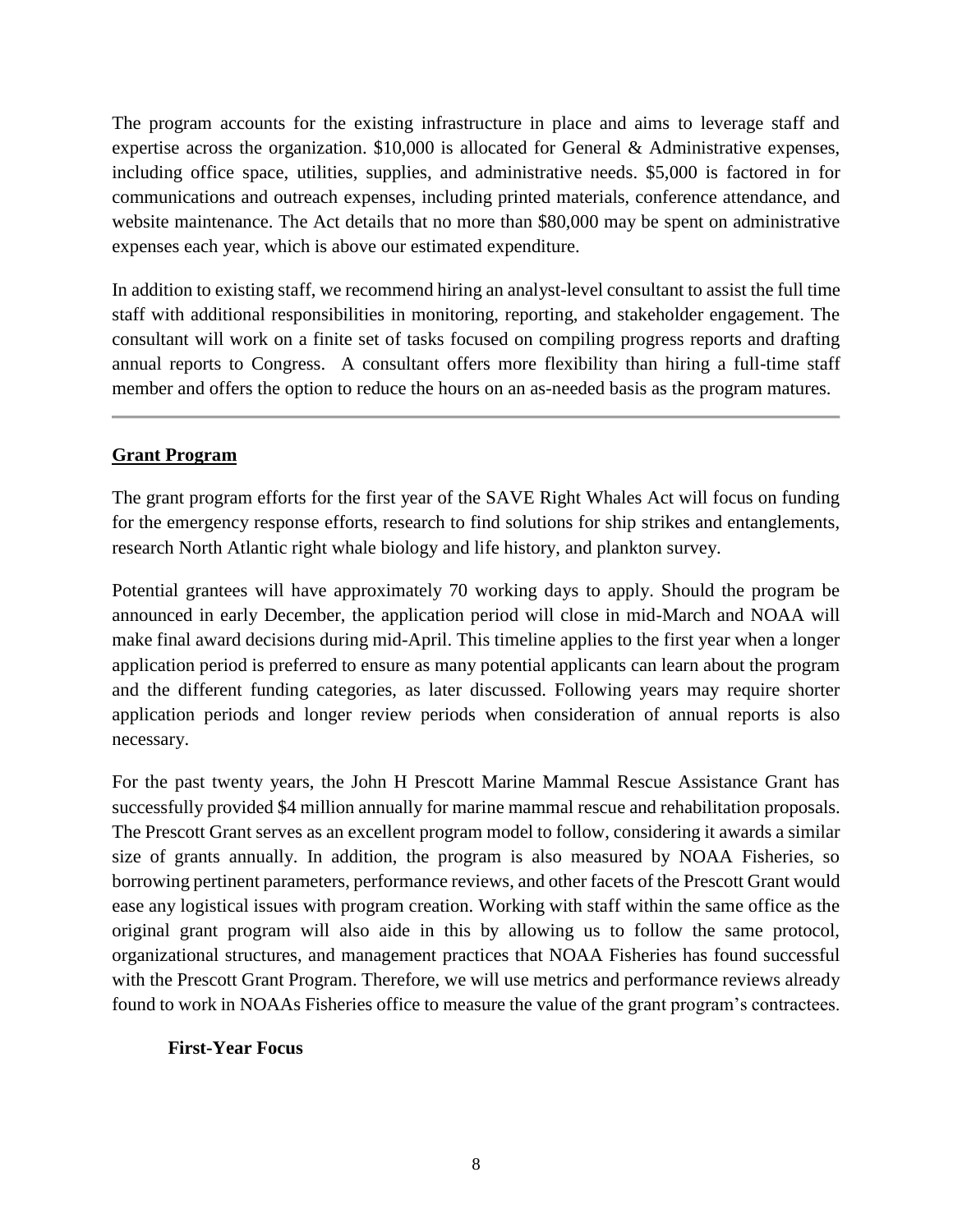The program accounts for the existing infrastructure in place and aims to leverage staff and expertise across the organization. $10,000 is allocated for General & Administrative expenses, including office space, utilities, supplies, and administrative needs. $5,000 is factored in for communications and outreach expenses, including printed materials, conference attendance, and website maintenance. The Act details that no more than $80,000 may be spent on administrative expenses each year, which is above our estimated expenditure.

In addition to existing staff, we recommend hiring an analyst-level consultant to assist the full time staff with additional responsibilities in monitoring, reporting, and stakeholder engagement. The consultant will work on a finite set of tasks focused on compiling progress reports and drafting annual reports to Congress. A consultant offers more flexibility than hiring a full-time staff member and offers the option to reduce the hours on an as-needed basis as the program matures.

---

## Grant Program

The grant program efforts for the first year of the SAVE Right Whales Act will focus on funding for the emergency response efforts, research to find solutions for ship strikes and entanglements, research North Atlantic right whale biology and life history, and plankton survey.

Potential grantees will have approximately 70 working days to apply. Should the program be announced in early December, the application period will close in mid-March and NOAA will make final award decisions during mid-April. This timeline applies to the first year when a longer application period is preferred to ensure as many potential applicants can learn about the program and the different funding categories, as later discussed. Following years may require shorter application periods and longer review periods when consideration of annual reports is also necessary.

For the past twenty years, the John H Prescott Marine Mammal Rescue Assistance Grant has successfully provided $4 million annually for marine mammal rescue and rehabilitation proposals. The Prescott Grant serves as an excellent program model to follow, considering it awards a similar size of grants annually. In addition, the program is also measured by NOAA Fisheries, so borrowing pertinent parameters, performance reviews, and other facets of the Prescott Grant would ease any logistical issues with program creation. Working with staff within the same office as the original grant program will also aide in this by allowing us to follow the same protocol, organizational structures, and management practices that NOAA Fisheries has found successful with the Prescott Grant Program. Therefore, we will use metrics and performance reviews already found to work in NOAAs Fisheries office to measure the value of the grant program's contractees.

### First-Year Focus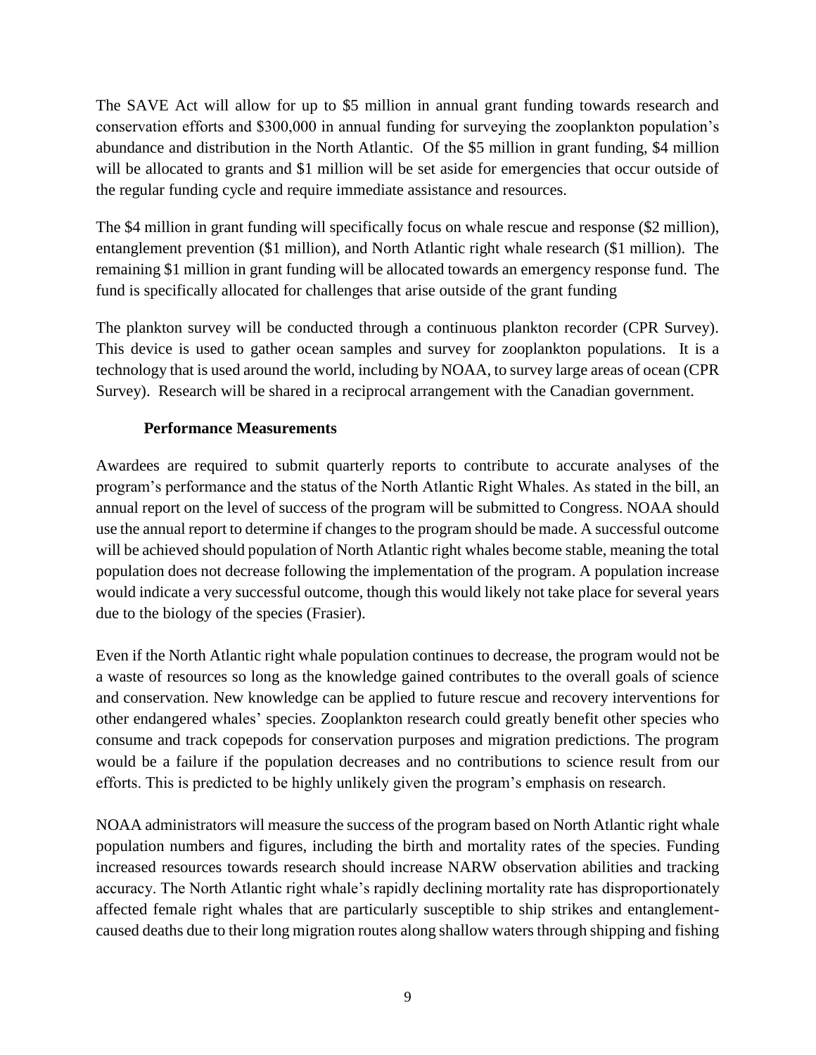The SAVE Act will allow for up to \$5 million in annual grant funding towards research and conservation efforts and \$300,000 in annual funding for surveying the zooplankton population's abundance and distribution in the North Atlantic. Of the \$5 million in grant funding, \$4 million will be allocated to grants and \$1 million will be set aside for emergencies that occur outside of the regular funding cycle and require immediate assistance and resources.

The \$4 million in grant funding will specifically focus on whale rescue and response (\$2 million), entanglement prevention (\$1 million), and North Atlantic right whale research (\$1 million). The remaining \$1 million in grant funding will be allocated towards an emergency response fund. The fund is specifically allocated for challenges that arise outside of the grant funding

The plankton survey will be conducted through a continuous plankton recorder (CPR Survey). This device is used to gather ocean samples and survey for zooplankton populations. It is a technology that is used around the world, including by NOAA, to survey large areas of ocean (CPR Survey). Research will be shared in a reciprocal arrangement with the Canadian government.

### Performance Measurements

Awardees are required to submit quarterly reports to contribute to accurate analyses of the program's performance and the status of the North Atlantic Right Whales. As stated in the bill, an annual report on the level of success of the program will be submitted to Congress. NOAA should use the annual report to determine if changes to the program should be made. A successful outcome will be achieved should population of North Atlantic right whales become stable, meaning the total population does not decrease following the implementation of the program. A population increase would indicate a very successful outcome, though this would likely not take place for several years due to the biology of the species (Frasier).

Even if the North Atlantic right whale population continues to decrease, the program would not be a waste of resources so long as the knowledge gained contributes to the overall goals of science and conservation. New knowledge can be applied to future rescue and recovery interventions for other endangered whales' species. Zooplankton research could greatly benefit other species who consume and track copepods for conservation purposes and migration predictions. The program would be a failure if the population decreases and no contributions to science result from our efforts. This is predicted to be highly unlikely given the program's emphasis on research.

NOAA administrators will measure the success of the program based on North Atlantic right whale population numbers and figures, including the birth and mortality rates of the species. Funding increased resources towards research should increase NARW observation abilities and tracking accuracy. The North Atlantic right whale's rapidly declining mortality rate has disproportionately affected female right whales that are particularly susceptible to ship strikes and entanglement-caused deaths due to their long migration routes along shallow waters through shipping and fishing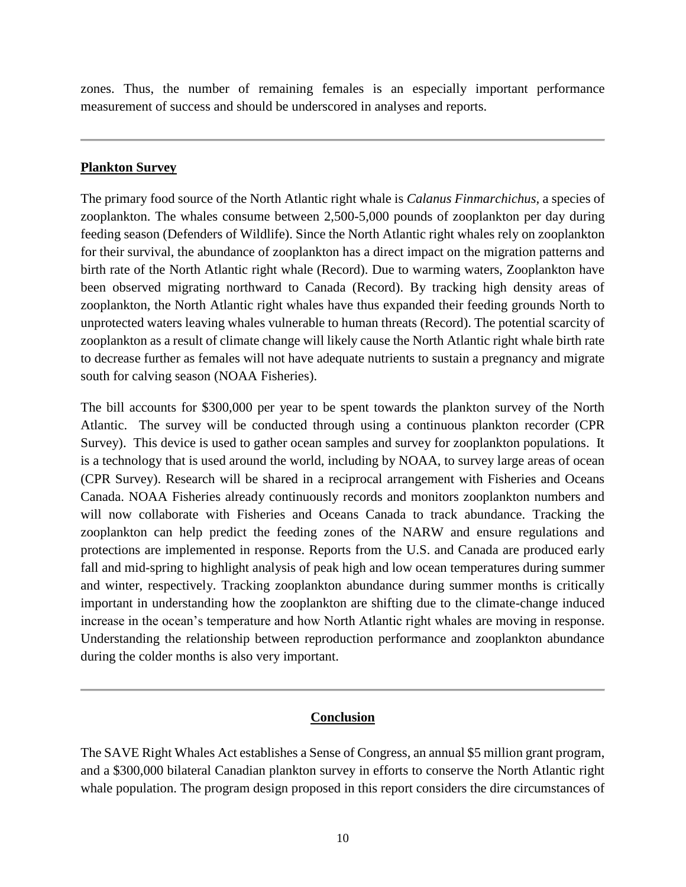zones. Thus, the number of remaining females is an especially important performance measurement of success and should be underscored in analyses and reports.

---

## Plankton Survey

The primary food source of the North Atlantic right whale is *Calanus Finmarchichus*, a species of zooplankton. The whales consume between 2,500-5,000 pounds of zooplankton per day during feeding season (Defenders of Wildlife). Since the North Atlantic right whales rely on zooplankton for their survival, the abundance of zooplankton has a direct impact on the migration patterns and birth rate of the North Atlantic right whale (Record). Due to warming waters, Zooplankton have been observed migrating northward to Canada (Record). By tracking high density areas of zooplankton, the North Atlantic right whales have thus expanded their feeding grounds North to unprotected waters leaving whales vulnerable to human threats (Record). The potential scarcity of zooplankton as a result of climate change will likely cause the North Atlantic right whale birth rate to decrease further as females will not have adequate nutrients to sustain a pregnancy and migrate south for calving season (NOAA Fisheries).

The bill accounts for $300,000 per year to be spent towards the plankton survey of the North Atlantic. The survey will be conducted through using a continuous plankton recorder (CPR Survey). This device is used to gather ocean samples and survey for zooplankton populations. It is a technology that is used around the world, including by NOAA, to survey large areas of ocean (CPR Survey). Research will be shared in a reciprocal arrangement with Fisheries and Oceans Canada. NOAA Fisheries already continuously records and monitors zooplankton numbers and will now collaborate with Fisheries and Oceans Canada to track abundance. Tracking the zooplankton can help predict the feeding zones of the NARW and ensure regulations and protections are implemented in response. Reports from the U.S. and Canada are produced early fall and mid-spring to highlight analysis of peak high and low ocean temperatures during summer and winter, respectively. Tracking zooplankton abundance during summer months is critically important in understanding how the zooplankton are shifting due to the climate-change induced increase in the ocean's temperature and how North Atlantic right whales are moving in response. Understanding the relationship between reproduction performance and zooplankton abundance during the colder months is also very important.

---

## Conclusion

The SAVE Right Whales Act establishes a Sense of Congress, an annual $5 million grant program, and a $300,000 bilateral Canadian plankton survey in efforts to conserve the North Atlantic right whale population. The program design proposed in this report considers the dire circumstances of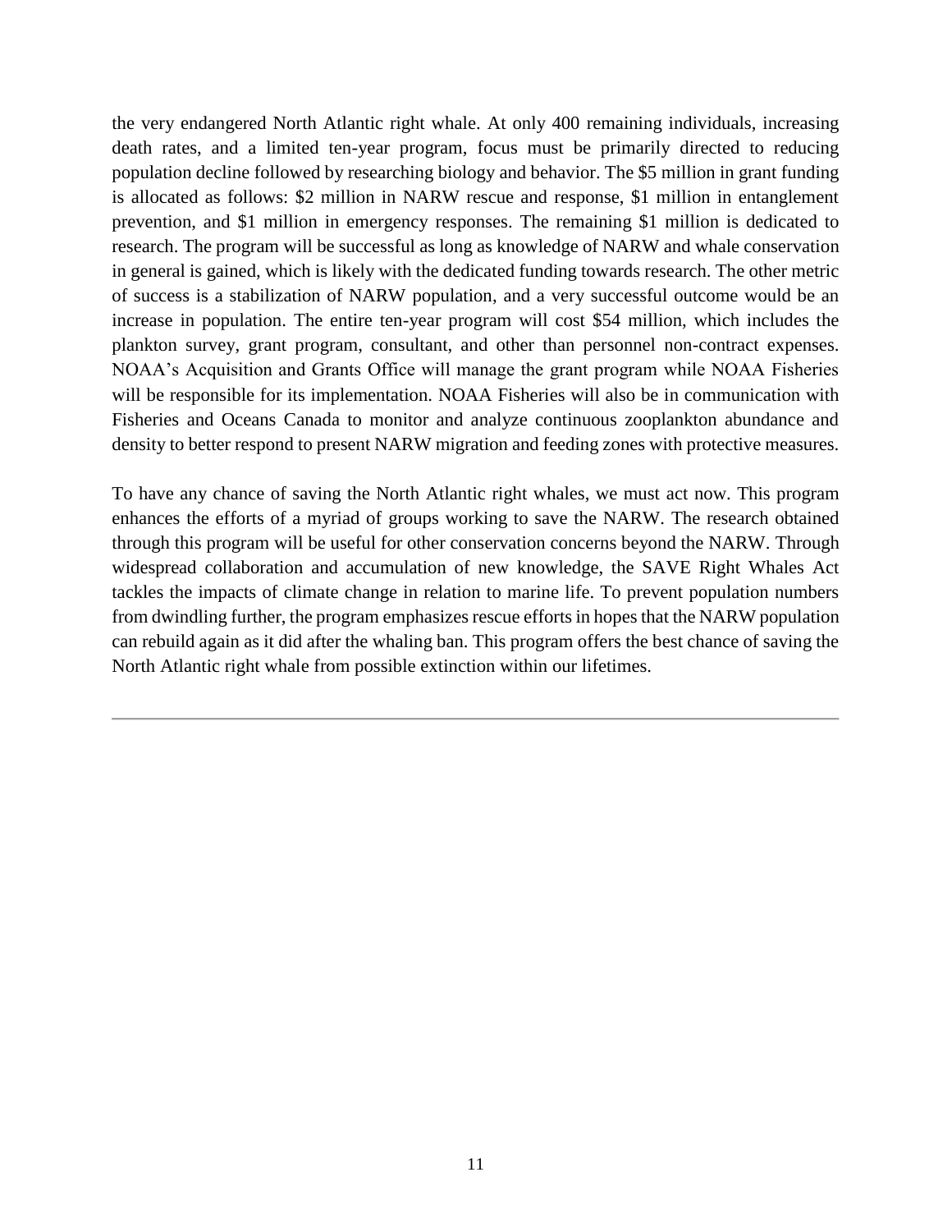the very endangered North Atlantic right whale. At only 400 remaining individuals, increasing death rates, and a limited ten-year program, focus must be primarily directed to reducing population decline followed by researching biology and behavior. The $5 million in grant funding is allocated as follows: $2 million in NARW rescue and response, $1 million in entanglement prevention, and $1 million in emergency responses. The remaining $1 million is dedicated to research. The program will be successful as long as knowledge of NARW and whale conservation in general is gained, which is likely with the dedicated funding towards research. The other metric of success is a stabilization of NARW population, and a very successful outcome would be an increase in population. The entire ten-year program will cost $54 million, which includes the plankton survey, grant program, consultant, and other than personnel non-contract expenses. NOAA's Acquisition and Grants Office will manage the grant program while NOAA Fisheries will be responsible for its implementation. NOAA Fisheries will also be in communication with Fisheries and Oceans Canada to monitor and analyze continuous zooplankton abundance and density to better respond to present NARW migration and feeding zones with protective measures.

To have any chance of saving the North Atlantic right whales, we must act now. This program enhances the efforts of a myriad of groups working to save the NARW. The research obtained through this program will be useful for other conservation concerns beyond the NARW. Through widespread collaboration and accumulation of new knowledge, the SAVE Right Whales Act tackles the impacts of climate change in relation to marine life. To prevent population numbers from dwindling further, the program emphasizes rescue efforts in hopes that the NARW population can rebuild again as it did after the whaling ban. This program offers the best chance of saving the North Atlantic right whale from possible extinction within our lifetimes.

---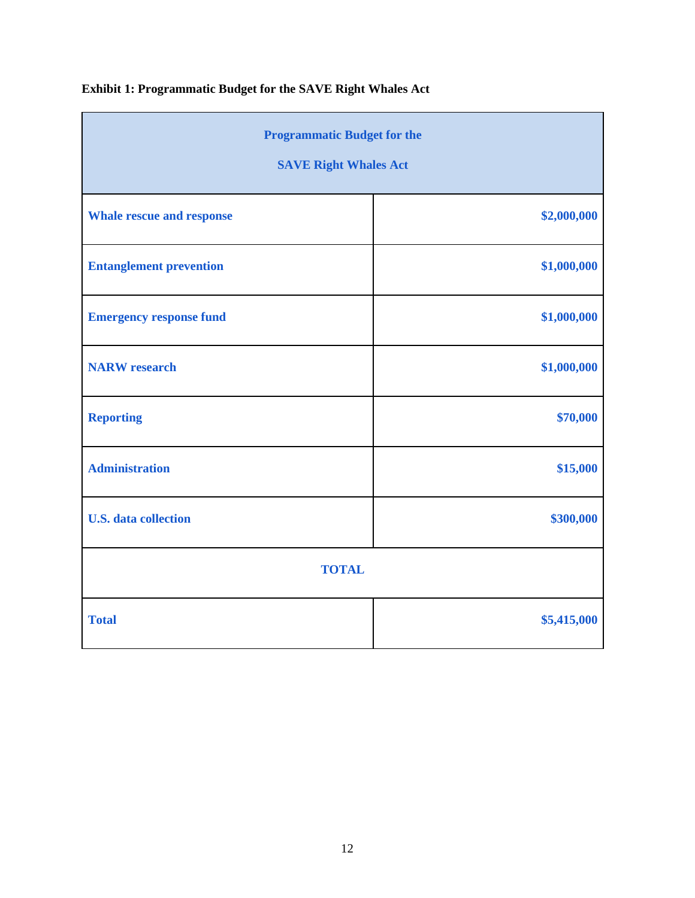**Exhibit 1: Programmatic Budget for the SAVE Right Whales Act**

| Programmatic Budget for the SAVE Right Whales Act | |
|---|---|
| **Whale rescue and response** | **$2,000,000** |
| **Entanglement prevention** | **$1,000,000** |
| **Emergency response fund** | **$1,000,000** |
| **NARW research** | **$1,000,000** |
| **Reporting** | **$70,000** |
| **Administration** | **$15,000** |
| **U.S. data collection** | **$300,000** |
| **TOTAL** | |
| **Total** | **$5,415,000** |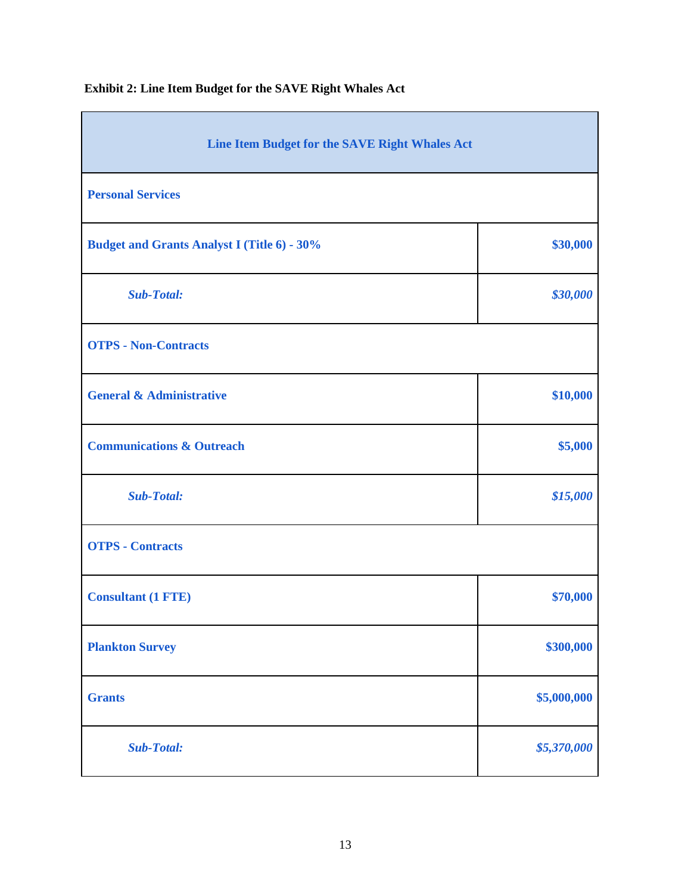**Exhibit 2: Line Item Budget for the SAVE Right Whales Act**

| **Line Item Budget for the SAVE Right Whales Act** | |
|---|---|
| **Personal Services** | |
| **Budget and Grants Analyst I (Title 6) - 30%** | **$30,000** |
| ***Sub-Total:*** | ***$30,000*** |
| **OTPS - Non-Contracts** | |
| **General & Administrative** | **$10,000** |
| **Communications & Outreach** | **$5,000** |
| ***Sub-Total:*** | ***$15,000*** |
| **OTPS - Contracts** | |
| **Consultant (1 FTE)** | **$70,000** |
| **Plankton Survey** | **$300,000** |
| **Grants** | **$5,000,000** |
| ***Sub-Total:*** | ***$5,370,000*** |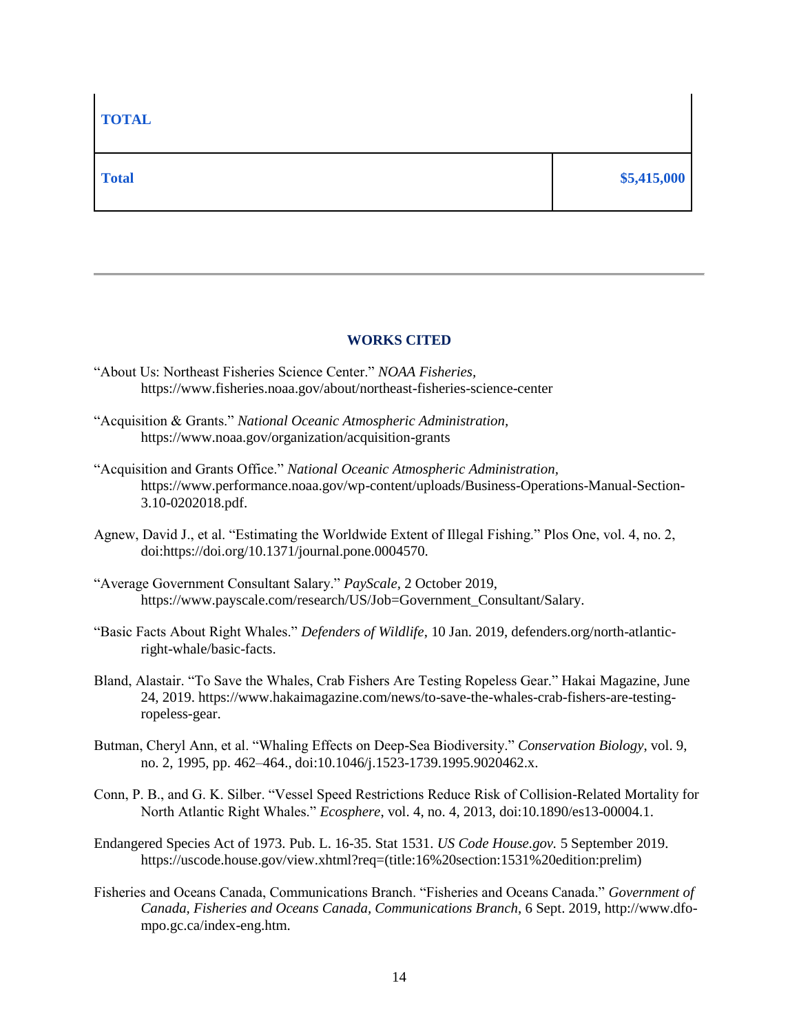| **TOTAL** | |
|---|---|
| **Total** | **$5,415,000** |

---

## WORKS CITED

"About Us: Northeast Fisheries Science Center." *NOAA Fisheries*, https://www.fisheries.noaa.gov/about/northeast-fisheries-science-center

"Acquisition & Grants." *National Oceanic Atmospheric Administration*, https://www.noaa.gov/organization/acquisition-grants

"Acquisition and Grants Office." *National Oceanic Atmospheric Administration*, https://www.performance.noaa.gov/wp-content/uploads/Business-Operations-Manual-Section-3.10-0202018.pdf.

Agnew, David J., et al. "Estimating the Worldwide Extent of Illegal Fishing." Plos One, vol. 4, no. 2, doi:https://doi.org/10.1371/journal.pone.0004570.

"Average Government Consultant Salary." *PayScale*, 2 October 2019, https://www.payscale.com/research/US/Job=Government_Consultant/Salary.

"Basic Facts About Right Whales." *Defenders of Wildlife*, 10 Jan. 2019, defenders.org/north-atlantic-right-whale/basic-facts.

Bland, Alastair. "To Save the Whales, Crab Fishers Are Testing Ropeless Gear." Hakai Magazine, June 24, 2019. https://www.hakaimagazine.com/news/to-save-the-whales-crab-fishers-are-testing-ropeless-gear.

Butman, Cheryl Ann, et al. "Whaling Effects on Deep-Sea Biodiversity." *Conservation Biology*, vol. 9, no. 2, 1995, pp. 462–464., doi:10.1046/j.1523-1739.1995.9020462.x.

Conn, P. B., and G. K. Silber. "Vessel Speed Restrictions Reduce Risk of Collision-Related Mortality for North Atlantic Right Whales." *Ecosphere*, vol. 4, no. 4, 2013, doi:10.1890/es13-00004.1.

Endangered Species Act of 1973. Pub. L. 16-35. Stat 1531. *US Code House.gov.* 5 September 2019. https://uscode.house.gov/view.xhtml?req=(title:16%20section:1531%20edition:prelim)

Fisheries and Oceans Canada, Communications Branch. "Fisheries and Oceans Canada." *Government of Canada, Fisheries and Oceans Canada, Communications Branch*, 6 Sept. 2019, http://www.dfo-mpo.gc.ca/index-eng.htm.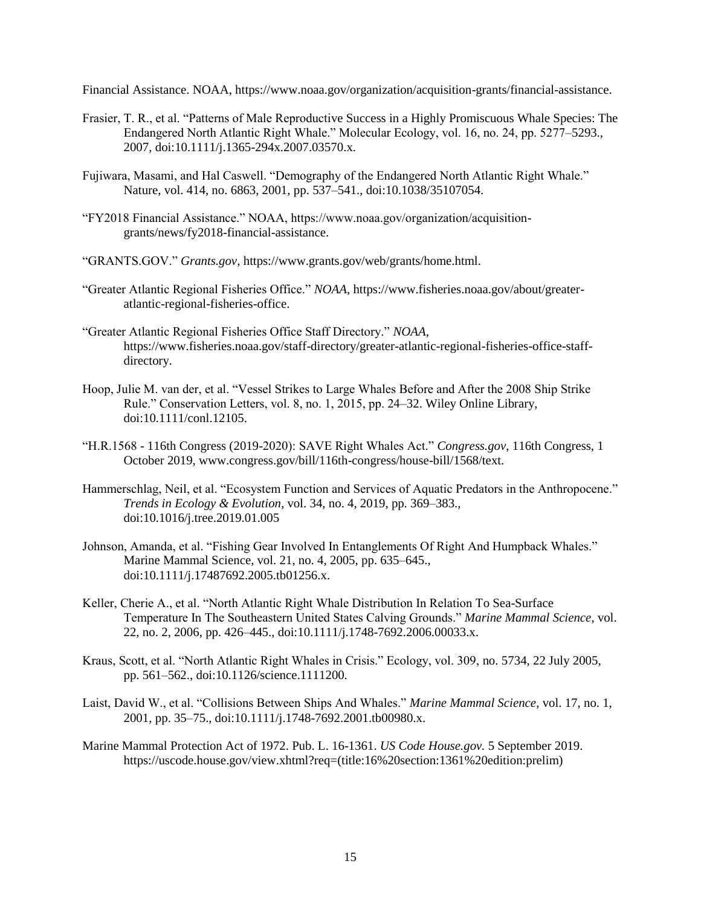Financial Assistance. NOAA, https://www.noaa.gov/organization/acquisition-grants/financial-assistance.

Frasier, T. R., et al. "Patterns of Male Reproductive Success in a Highly Promiscuous Whale Species: The Endangered North Atlantic Right Whale." Molecular Ecology, vol. 16, no. 24, pp. 5277–5293., 2007, doi:10.1111/j.1365-294x.2007.03570.x.

Fujiwara, Masami, and Hal Caswell. "Demography of the Endangered North Atlantic Right Whale." Nature, vol. 414, no. 6863, 2001, pp. 537–541., doi:10.1038/35107054.

"FY2018 Financial Assistance." NOAA, https://www.noaa.gov/organization/acquisition-grants/news/fy2018-financial-assistance.

"GRANTS.GOV." *Grants.gov*, https://www.grants.gov/web/grants/home.html.

"Greater Atlantic Regional Fisheries Office." *NOAA*, https://www.fisheries.noaa.gov/about/greater-atlantic-regional-fisheries-office.

"Greater Atlantic Regional Fisheries Office Staff Directory." *NOAA*, https://www.fisheries.noaa.gov/staff-directory/greater-atlantic-regional-fisheries-office-staff-directory.

Hoop, Julie M. van der, et al. "Vessel Strikes to Large Whales Before and After the 2008 Ship Strike Rule." Conservation Letters, vol. 8, no. 1, 2015, pp. 24–32. Wiley Online Library, doi:10.1111/conl.12105.

"H.R.1568 - 116th Congress (2019-2020): SAVE Right Whales Act." *Congress.gov*, 116th Congress, 1 October 2019, www.congress.gov/bill/116th-congress/house-bill/1568/text.

Hammerschlag, Neil, et al. "Ecosystem Function and Services of Aquatic Predators in the Anthropocene." *Trends in Ecology & Evolution*, vol. 34, no. 4, 2019, pp. 369–383., doi:10.1016/j.tree.2019.01.005

Johnson, Amanda, et al. "Fishing Gear Involved In Entanglements Of Right And Humpback Whales." Marine Mammal Science, vol. 21, no. 4, 2005, pp. 635–645., doi:10.1111/j.17487692.2005.tb01256.x.

Keller, Cherie A., et al. "North Atlantic Right Whale Distribution In Relation To Sea-Surface Temperature In The Southeastern United States Calving Grounds." *Marine Mammal Science*, vol. 22, no. 2, 2006, pp. 426–445., doi:10.1111/j.1748-7692.2006.00033.x.

Kraus, Scott, et al. "North Atlantic Right Whales in Crisis." Ecology, vol. 309, no. 5734, 22 July 2005, pp. 561–562., doi:10.1126/science.1111200.

Laist, David W., et al. "Collisions Between Ships And Whales." *Marine Mammal Science*, vol. 17, no. 1, 2001, pp. 35–75., doi:10.1111/j.1748-7692.2001.tb00980.x.

Marine Mammal Protection Act of 1972. Pub. L. 16-1361. *US Code House.gov.* 5 September 2019. https://uscode.house.gov/view.xhtml?req=(title:16%20section:1361%20edition:prelim)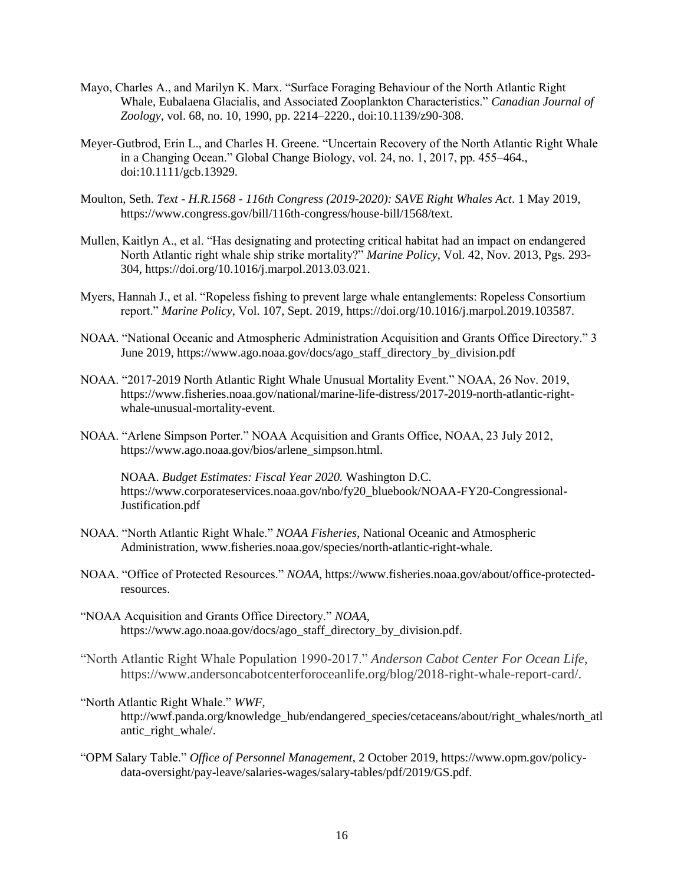Mayo, Charles A., and Marilyn K. Marx. "Surface Foraging Behaviour of the North Atlantic Right Whale, Eubalaena Glacialis, and Associated Zooplankton Characteristics." *Canadian Journal of Zoology*, vol. 68, no. 10, 1990, pp. 2214–2220., doi:10.1139/z90-308.

Meyer-Gutbrod, Erin L., and Charles H. Greene. "Uncertain Recovery of the North Atlantic Right Whale in a Changing Ocean." Global Change Biology, vol. 24, no. 1, 2017, pp. 455–464., doi:10.1111/gcb.13929.

Moulton, Seth. *Text - H.R.1568 - 116th Congress (2019-2020): SAVE Right Whales Act*. 1 May 2019, https://www.congress.gov/bill/116th-congress/house-bill/1568/text.

Mullen, Kaitlyn A., et al. "Has designating and protecting critical habitat had an impact on endangered North Atlantic right whale ship strike mortality?" *Marine Policy*, Vol. 42, Nov. 2013, Pgs. 293-304, https://doi.org/10.1016/j.marpol.2013.03.021.

Myers, Hannah J., et al. "Ropeless fishing to prevent large whale entanglements: Ropeless Consortium report." *Marine Policy*, Vol. 107, Sept. 2019, https://doi.org/10.1016/j.marpol.2019.103587.

NOAA. "National Oceanic and Atmospheric Administration Acquisition and Grants Office Directory." 3 June 2019, https://www.ago.noaa.gov/docs/ago_staff_directory_by_division.pdf

NOAA. "2017-2019 North Atlantic Right Whale Unusual Mortality Event." NOAA, 26 Nov. 2019, https://www.fisheries.noaa.gov/national/marine-life-distress/2017-2019-north-atlantic-right-whale-unusual-mortality-event.

NOAA. "Arlene Simpson Porter." NOAA Acquisition and Grants Office, NOAA, 23 July 2012, https://www.ago.noaa.gov/bios/arlene_simpson.html.

NOAA. *Budget Estimates: Fiscal Year 2020.* Washington D.C. https://www.corporateservices.noaa.gov/nbo/fy20_bluebook/NOAA-FY20-Congressional-Justification.pdf

NOAA. "North Atlantic Right Whale." *NOAA Fisheries*, National Oceanic and Atmospheric Administration, www.fisheries.noaa.gov/species/north-atlantic-right-whale.

NOAA. "Office of Protected Resources." *NOAA*, https://www.fisheries.noaa.gov/about/office-protected-resources.

"NOAA Acquisition and Grants Office Directory." *NOAA*, https://www.ago.noaa.gov/docs/ago_staff_directory_by_division.pdf.

"North Atlantic Right Whale Population 1990-2017." *Anderson Cabot Center For Ocean Life*, https://www.andersoncabotcenterforoceanlife.org/blog/2018-right-whale-report-card/.

"North Atlantic Right Whale." *WWF*, http://wwf.panda.org/knowledge_hub/endangered_species/cetaceans/about/right_whales/north_atlantic_right_whale/.

"OPM Salary Table." *Office of Personnel Management*, 2 October 2019, https://www.opm.gov/policy-data-oversight/pay-leave/salaries-wages/salary-tables/pdf/2019/GS.pdf.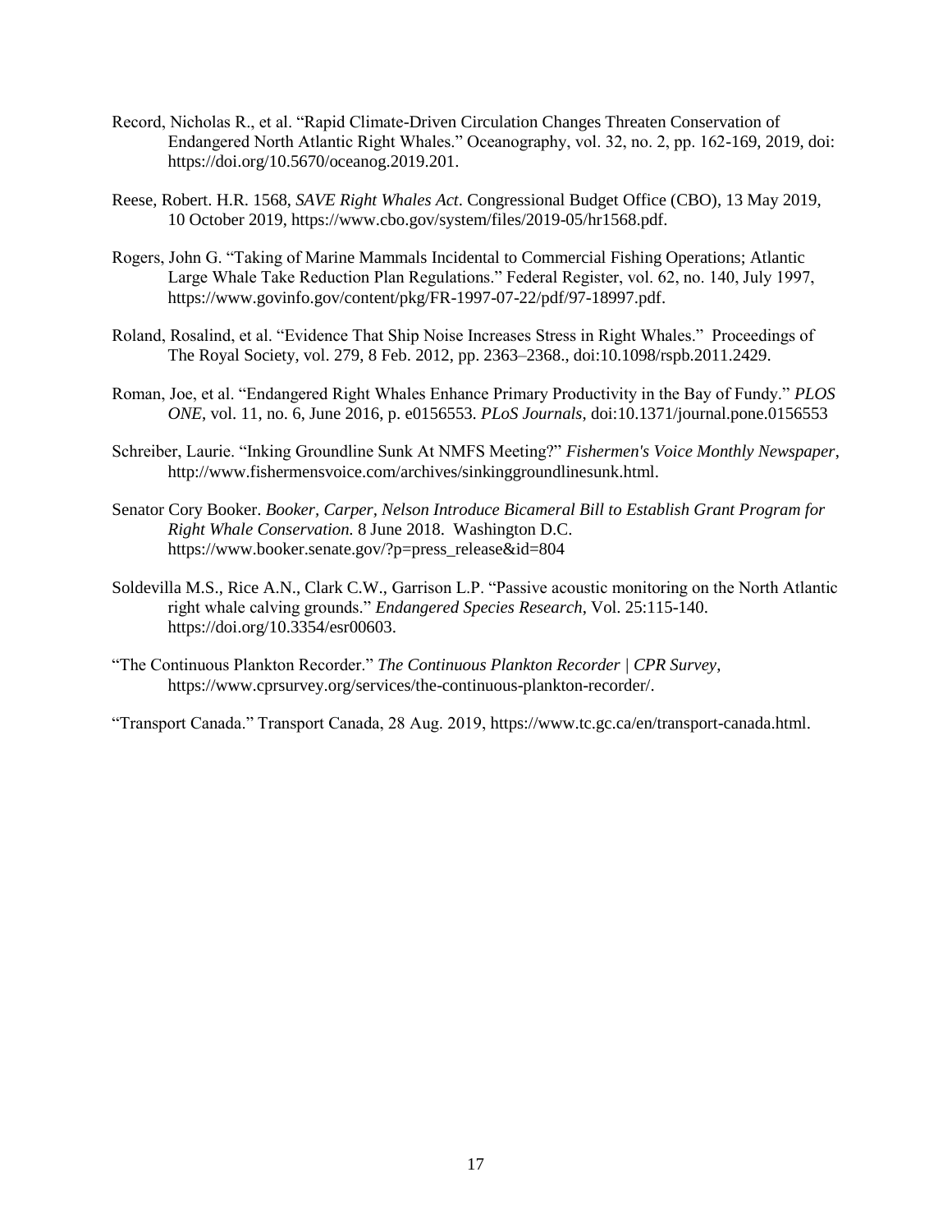Record, Nicholas R., et al. “Rapid Climate-Driven Circulation Changes Threaten Conservation of Endangered North Atlantic Right Whales.” Oceanography, vol. 32, no. 2, pp. 162-169, 2019, doi: https://doi.org/10.5670/oceanog.2019.201.

Reese, Robert. H.R. 1568, *SAVE Right Whales Act*. Congressional Budget Office (CBO), 13 May 2019, 10 October 2019, https://www.cbo.gov/system/files/2019-05/hr1568.pdf.

Rogers, John G. “Taking of Marine Mammals Incidental to Commercial Fishing Operations; Atlantic Large Whale Take Reduction Plan Regulations.” Federal Register, vol. 62, no. 140, July 1997, https://www.govinfo.gov/content/pkg/FR-1997-07-22/pdf/97-18997.pdf.

Roland, Rosalind, et al. “Evidence That Ship Noise Increases Stress in Right Whales.” Proceedings of The Royal Society, vol. 279, 8 Feb. 2012, pp. 2363–2368., doi:10.1098/rspb.2011.2429.

Roman, Joe, et al. “Endangered Right Whales Enhance Primary Productivity in the Bay of Fundy.” *PLOS ONE*, vol. 11, no. 6, June 2016, p. e0156553. *PLoS Journals*, doi:10.1371/journal.pone.0156553

Schreiber, Laurie. “Inking Groundline Sunk At NMFS Meeting?” *Fishermen's Voice Monthly Newspaper*, http://www.fishermensvoice.com/archives/sinkinggroundlinesunk.html.

Senator Cory Booker. *Booker, Carper, Nelson Introduce Bicameral Bill to Establish Grant Program for Right Whale Conservation.* 8 June 2018. Washington D.C. https://www.booker.senate.gov/?p=press_release&id=804

Soldevilla M.S., Rice A.N., Clark C.W., Garrison L.P. “Passive acoustic monitoring on the North Atlantic right whale calving grounds.” *Endangered Species Research*, Vol. 25:115-140. https://doi.org/10.3354/esr00603.

“The Continuous Plankton Recorder.” *The Continuous Plankton Recorder | CPR Survey*, https://www.cprsurvey.org/services/the-continuous-plankton-recorder/.

“Transport Canada.” Transport Canada, 28 Aug. 2019, https://www.tc.gc.ca/en/transport-canada.html.